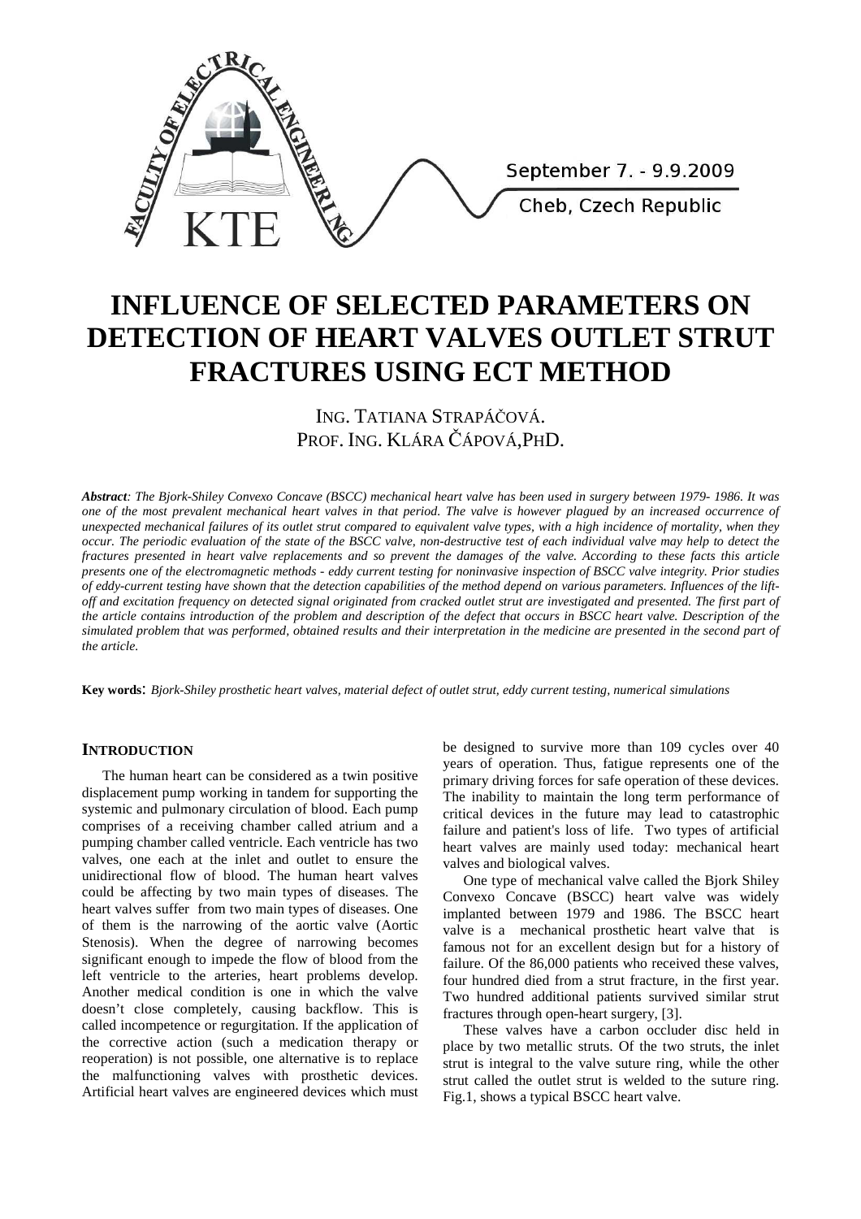# INFLUENCE OF SELECTED PARAMETERS ON DETECTION OF HEART VALVES OUTLET STRUT FRACTURES USING ECT METHOD

ING. TATIANA STRAPÁČOVÁ.
PROF. ING. KLÁRA ČÁPOVÁ,PHD.

***Abstract**: The Bjork-Shiley Convexo Concave (BSCC) mechanical heart valve has been used in surgery between 1979- 1986. It was one of the most prevalent mechanical heart valves in that period. The valve is however plagued by an increased occurrence of unexpected mechanical failures of its outlet strut compared to equivalent valve types, with a high incidence of mortality, when they occur. The periodic evaluation of the state of the BSCC valve, non-destructive test of each individual valve may help to detect the fractures presented in heart valve replacements and so prevent the damages of the valve. According to these facts this article presents one of the electromagnetic methods - eddy current testing for noninvasive inspection of BSCC valve integrity. Prior studies of eddy-current testing have shown that the detection capabilities of the method depend on various parameters. Influences of the lift-off and excitation frequency on detected signal originated from cracked outlet strut are investigated and presented. The first part of the article contains introduction of the problem and description of the defect that occurs in BSCC heart valve. Description of the simulated problem that was performed, obtained results and their interpretation in the medicine are presented in the second part of the article.*

**Key words**: *Bjork-Shiley prosthetic heart valves, material defect of outlet strut, eddy current testing, numerical simulations*

## INTRODUCTION

The human heart can be considered as a twin positive displacement pump working in tandem for supporting the systemic and pulmonary circulation of blood. Each pump comprises of a receiving chamber called atrium and a pumping chamber called ventricle. Each ventricle has two valves, one each at the inlet and outlet to ensure the unidirectional flow of blood. The human heart valves could be affecting by two main types of diseases. The heart valves suffer from two main types of diseases. One of them is the narrowing of the aortic valve (Aortic Stenosis). When the degree of narrowing becomes significant enough to impede the flow of blood from the left ventricle to the arteries, heart problems develop. Another medical condition is one in which the valve doesn't close completely, causing backflow. This is called incompetence or regurgitation. If the application of the corrective action (such a medication therapy or reoperation) is not possible, one alternative is to replace the malfunctioning valves with prosthetic devices. Artificial heart valves are engineered devices which must be designed to survive more than 109 cycles over 40 years of operation. Thus, fatigue represents one of the primary driving forces for safe operation of these devices. The inability to maintain the long term performance of critical devices in the future may lead to catastrophic failure and patient's loss of life. Two types of artificial heart valves are mainly used today: mechanical heart valves and biological valves.

One type of mechanical valve called the Bjork Shiley Convexo Concave (BSCC) heart valve was widely implanted between 1979 and 1986. The BSCC heart valve is a mechanical prosthetic heart valve that is famous not for an excellent design but for a history of failure. Of the 86,000 patients who received these valves, four hundred died from a strut fracture, in the first year. Two hundred additional patients survived similar strut fractures through open-heart surgery, [3].

These valves have a carbon occluder disc held in place by two metallic struts. Of the two struts, the inlet strut is integral to the valve suture ring, while the other strut called the outlet strut is welded to the suture ring. Fig.1, shows a typical BSCC heart valve.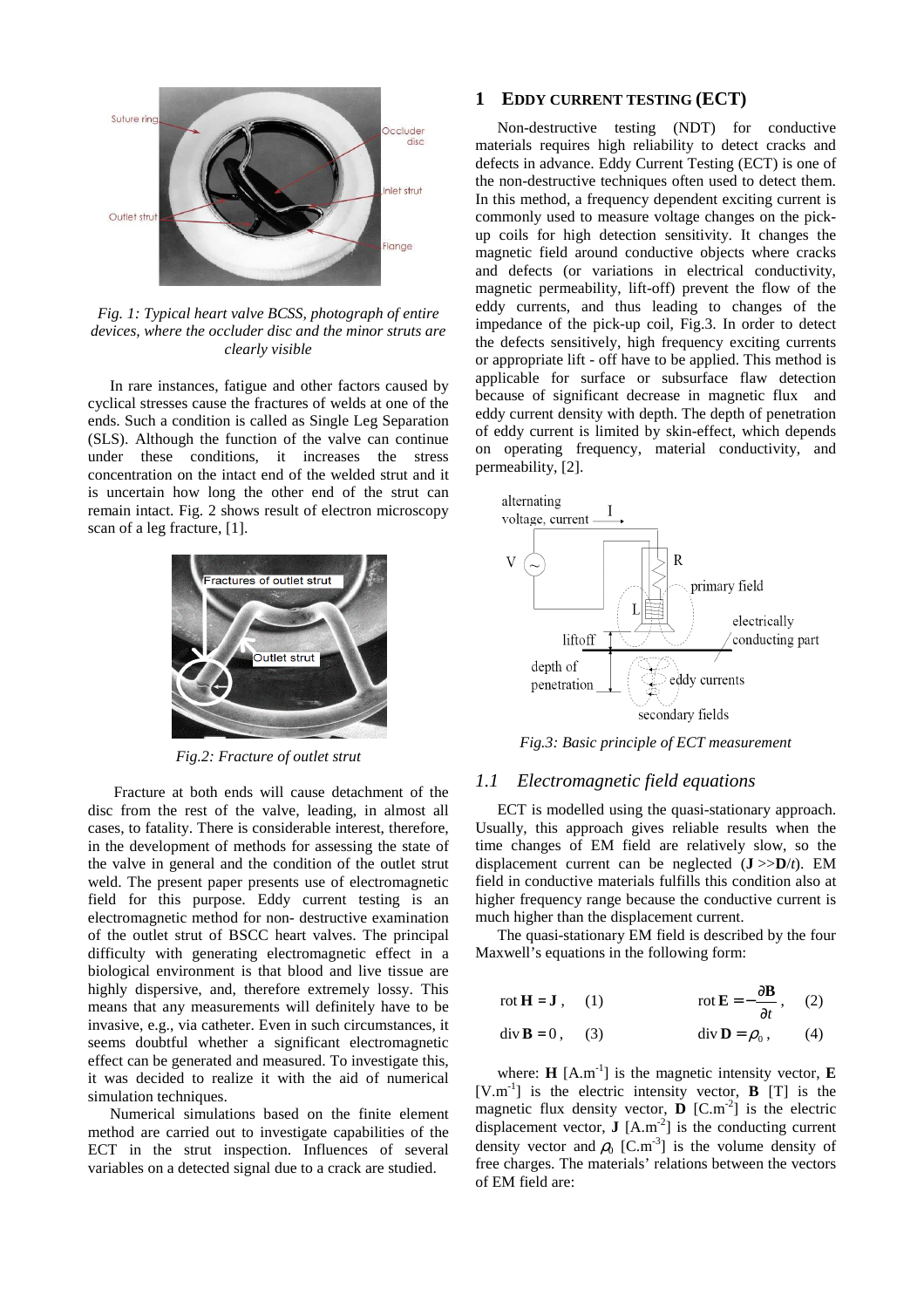*Fig. 1: Typical heart valve BCSS, photograph of entire devices, where the occluder disc and the minor struts are clearly visible*

In rare instances, fatigue and other factors caused by cyclical stresses cause the fractures of welds at one of the ends. Such a condition is called as Single Leg Separation (SLS). Although the function of the valve can continue under these conditions, it increases the stress concentration on the intact end of the welded strut and it is uncertain how long the other end of the strut can remain intact. Fig. 2 shows result of electron microscopy scan of a leg fracture, [1].

*Fig.2: Fracture of outlet strut*

Fracture at both ends will cause detachment of the disc from the rest of the valve, leading, in almost all cases, to fatality. There is considerable interest, therefore, in the development of methods for assessing the state of the valve in general and the condition of the outlet strut weld. The present paper presents use of electromagnetic field for this purpose. Eddy current testing is an electromagnetic method for non- destructive examination of the outlet strut of BSCC heart valves. The principal difficulty with generating electromagnetic effect in a biological environment is that blood and live tissue are highly dispersive, and, therefore extremely lossy. This means that any measurements will definitely have to be invasive, e.g., via catheter. Even in such circumstances, it seems doubtful whether a significant electromagnetic effect can be generated and measured. To investigate this, it was decided to realize it with the aid of numerical simulation techniques.

Numerical simulations based on the finite element method are carried out to investigate capabilities of the ECT in the strut inspection. Influences of several variables on a detected signal due to a crack are studied.

## 1 Eddy current testing (ECT)

Non-destructive testing (NDT) for conductive materials requires high reliability to detect cracks and defects in advance. Eddy Current Testing (ECT) is one of the non-destructive techniques often used to detect them. In this method, a frequency dependent exciting current is commonly used to measure voltage changes on the pick-up coils for high detection sensitivity. It changes the magnetic field around conductive objects where cracks and defects (or variations in electrical conductivity, magnetic permeability, lift-off) prevent the flow of the eddy currents, and thus leading to changes of the impedance of the pick-up coil, Fig.3. In order to detect the defects sensitively, high frequency exciting currents or appropriate lift - off have to be applied. This method is applicable for surface or subsurface flaw detection because of significant decrease in magnetic flux and eddy current density with depth. The depth of penetration of eddy current is limited by skin-effect, which depends on operating frequency, material conductivity, and permeability, [2].

*Fig.3: Basic principle of ECT measurement*

### 1.1 Electromagnetic field equations

ECT is modelled using the quasi-stationary approach. Usually, this approach gives reliable results when the time changes of EM field are relatively slow, so the displacement current can be neglected ($\mathbf{J} >> \mathbf{D}/t$). EM field in conductive materials fulfills this condition also at higher frequency range because the conductive current is much higher than the displacement current.

The quasi-stationary EM field is described by the four Maxwell's equations in the following form:

$$\text{rot}\,\mathbf{H} = \mathbf{J}\,, \quad (1) \qquad \text{rot}\,\mathbf{E} = -\frac{\partial \mathbf{B}}{\partial t}\,, \quad (2)$$

$$\text{div}\,\mathbf{B} = 0\,, \quad (3) \qquad \text{div}\,\mathbf{D} = \rho_0\,, \quad (4)$$

where: $\mathbf{H}$ [A.m$^{-1}$] is the magnetic intensity vector, $\mathbf{E}$ [V.m$^{-1}$] is the electric intensity vector, $\mathbf{B}$ [T] is the magnetic flux density vector, $\mathbf{D}$ [C.m$^{-2}$] is the electric displacement vector, $\mathbf{J}$ [A.m$^{-2}$] is the conducting current density vector and $\rho_0$ [C.m$^{-3}$] is the volume density of free charges. The materials' relations between the vectors of EM field are: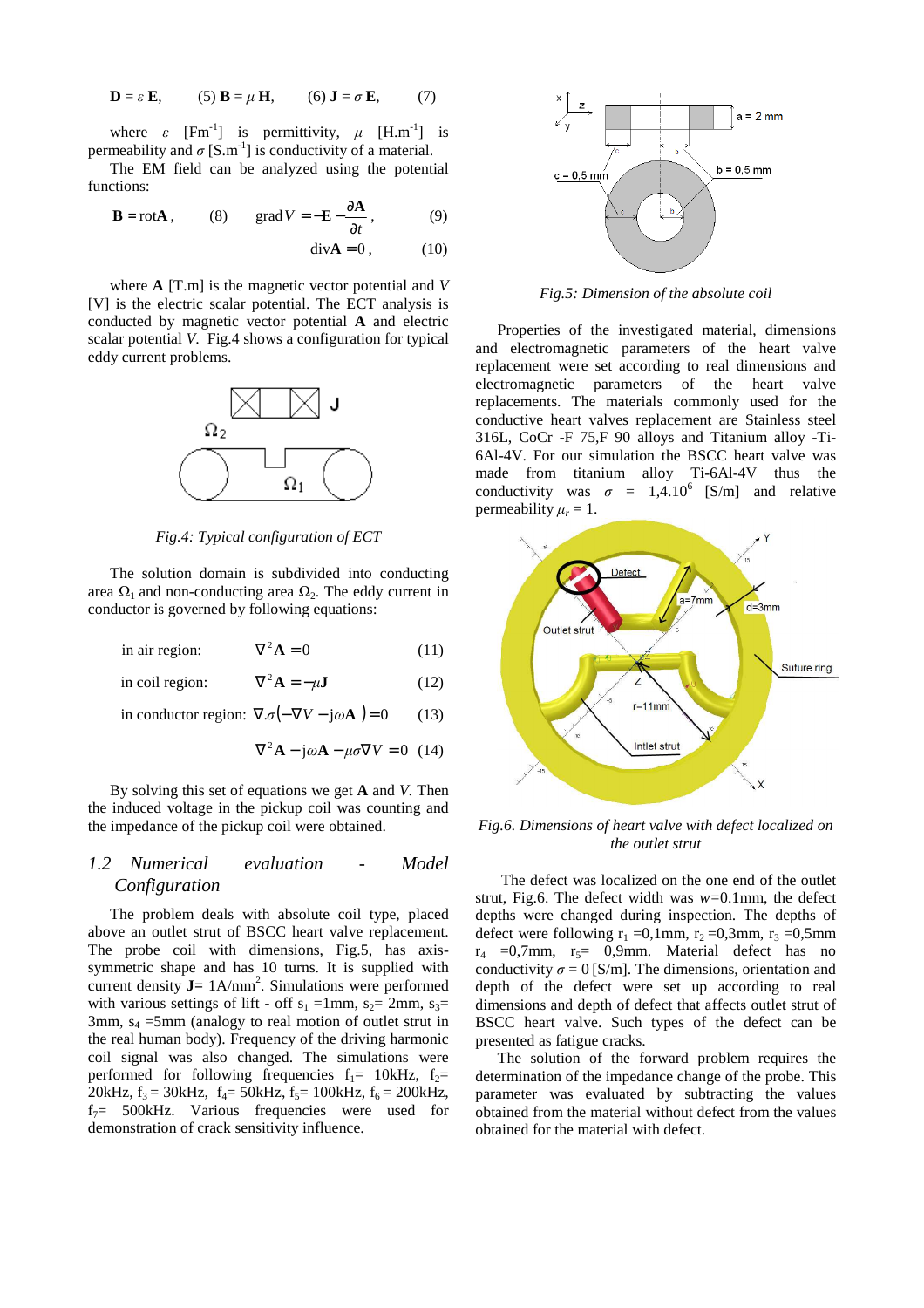$$\mathbf{D} = \varepsilon\, \mathbf{E}, \qquad (5) \quad \mathbf{B} = \mu\, \mathbf{H}, \qquad (6) \quad \mathbf{J} = \sigma\, \mathbf{E}, \qquad (7)$$

where $\varepsilon$ [Fm$^{-1}$] is permittivity, $\mu$ [H.m$^{-1}$] is permeability and $\sigma$ [S.m$^{-1}$] is conductivity of a material.

The EM field can be analyzed using the potential functions:

$$\mathbf{B} = \mathrm{rot}\mathbf{A}, \qquad (8) \qquad \mathrm{grad}\, V = -\mathbf{E} - \frac{\partial \mathbf{A}}{\partial t}, \qquad (9)$$

$$\mathrm{div}\mathbf{A} = 0, \qquad (10)$$

where $\mathbf{A}$ [T.m] is the magnetic vector potential and $V$ [V] is the electric scalar potential. The ECT analysis is conducted by magnetic vector potential $\mathbf{A}$ and electric scalar potential $V$. Fig.4 shows a configuration for typical eddy current problems.

*Fig.4: Typical configuration of ECT*

The solution domain is subdivided into conducting area $\Omega_1$ and non-conducting area $\Omega_2$. The eddy current in conductor is governed by following equations:

in air region: $$\nabla^2 \mathbf{A} = 0 \qquad (11)$$

in coil region: $$\nabla^2 \mathbf{A} = -\mu \mathbf{J} \qquad (12)$$

in conductor region: $$\nabla . \sigma\left(-\nabla V - \mathrm{j}\omega \mathbf{A}\right) = 0 \qquad (13)$$

$$\nabla^2 \mathbf{A} - \mathrm{j}\omega \mathbf{A} - \mu\sigma\nabla V = 0 \qquad (14)$$

By solving this set of equations we get $\mathbf{A}$ and $V$. Then the induced voltage in the pickup coil was counting and the impedance of the pickup coil were obtained.

## *1.2 Numerical evaluation - Model Configuration*

The problem deals with absolute coil type, placed above an outlet strut of BSCC heart valve replacement. The probe coil with dimensions, Fig.5, has axis-symmetric shape and has 10 turns. It is supplied with current density $\mathbf{J}$= 1A/mm$^2$. Simulations were performed with various settings of lift - off $s_1$ =1mm, $s_2$= 2mm, $s_3$= 3mm, $s_4$ =5mm (analogy to real motion of outlet strut in the real human body). Frequency of the driving harmonic coil signal was also changed. The simulations were performed for following frequencies $f_1$= 10kHz, $f_2$= 20kHz, $f_3$ = 30kHz, $f_4$= 50kHz, $f_5$= 100kHz, $f_6$ = 200kHz, $f_7$= 500kHz. Various frequencies were used for demonstration of crack sensitivity influence.

*Fig.5: Dimension of the absolute coil*

Properties of the investigated material, dimensions and electromagnetic parameters of the heart valve replacement were set according to real dimensions and electromagnetic parameters of the heart valve replacements. The materials commonly used for the conductive heart valves replacement are Stainless steel 316L, CoCr -F 75,F 90 alloys and Titanium alloy -Ti-6Al-4V. For our simulation the BSCC heart valve was made from titanium alloy Ti-6Al-4V thus the conductivity was $\sigma$ = 1,4.10$^6$ [S/m] and relative permeability $\mu_r$ = 1.

*Fig.6. Dimensions of heart valve with defect localized on the outlet strut*

The defect was localized on the one end of the outlet strut, Fig.6. The defect width was $w$=0.1mm, the defect depths were changed during inspection. The depths of defect were following $r_1$ =0,1mm, $r_2$ =0,3mm, $r_3$ =0,5mm $r_4$ =0,7mm, $r_5$= 0,9mm. Material defect has no conductivity $\sigma$ = 0 [S/m]. The dimensions, orientation and depth of the defect were set up according to real dimensions and depth of defect that affects outlet strut of BSCC heart valve. Such types of the defect can be presented as fatigue cracks.

The solution of the forward problem requires the determination of the impedance change of the probe. This parameter was evaluated by subtracting the values obtained from the material without defect from the values obtained for the material with defect.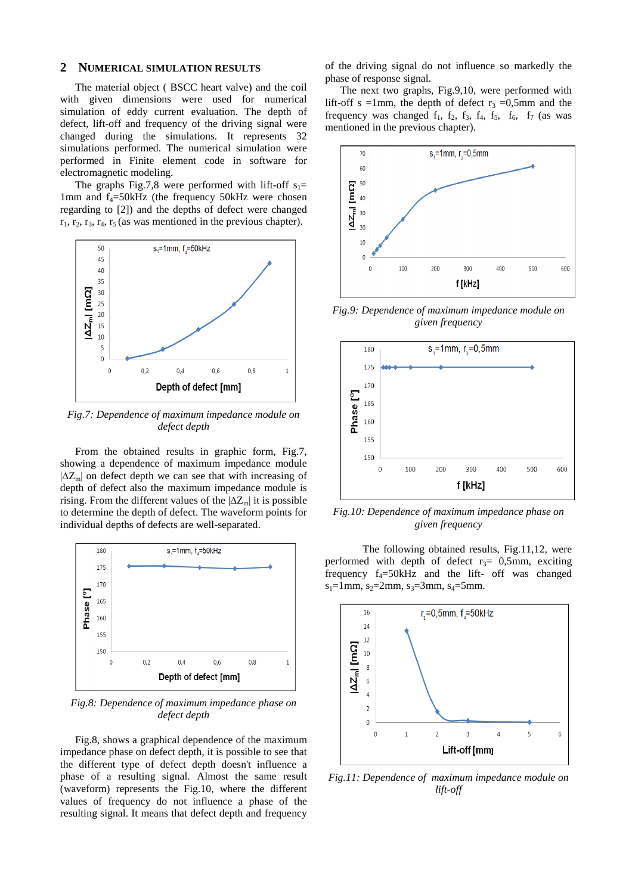## 2 NUMERICAL SIMULATION RESULTS

The material object ( BSCC heart valve) and the coil with given dimensions were used for numerical simulation of eddy current evaluation. The depth of defect, lift-off and frequency of the driving signal were changed during the simulations. It represents 32 simulations performed. The numerical simulation were performed in Finite element code in software for electromagnetic modeling.

The graphs Fig.7,8 were performed with lift-off $s_1$= 1mm and $f_4$=50kHz (the frequency 50kHz were chosen regarding to [2]) and the depths of defect were changed $r_1$, $r_2$, $r_3$, $r_4$, $r_5$ (as was mentioned in the previous chapter).

*Fig.7: Dependence of maximum impedance module on defect depth*

From the obtained results in graphic form, Fig.7, showing a dependence of maximum impedance module $|\Delta Z_m|$ on defect depth we can see that with increasing of depth of defect also the maximum impedance module is rising. From the different values of the $|\Delta Z_m|$ it is possible to determine the depth of defect. The waveform points for individual depths of defects are well-separated.

*Fig.8: Dependence of maximum impedance phase on defect depth*

Fig.8, shows a graphical dependence of the maximum impedance phase on defect depth, it is possible to see that the different type of defect depth doesn't influence a phase of a resulting signal. Almost the same result (waveform) represents the Fig.10, where the different values of frequency do not influence a phase of the resulting signal. It means that defect depth and frequency of the driving signal do not influence so markedly the phase of response signal.

The next two graphs, Fig.9,10, were performed with lift-off s =1mm, the depth of defect $r_3$ =0,5mm and the frequency was changed $f_1$, $f_2$, $f_3$, $f_4$, $f_5$, $f_6$, $f_7$ (as was mentioned in the previous chapter).

*Fig.9: Dependence of maximum impedance module on given frequency*

*Fig.10: Dependence of maximum impedance phase on given frequency*

The following obtained results, Fig.11,12, were performed with depth of defect $r_3$= 0,5mm, exciting frequency $f_4$=50kHz and the lift- off was changed $s_1$=1mm, $s_2$=2mm, $s_3$=3mm, $s_4$=5mm.

*Fig.11: Dependence of maximum impedance module on lift-off*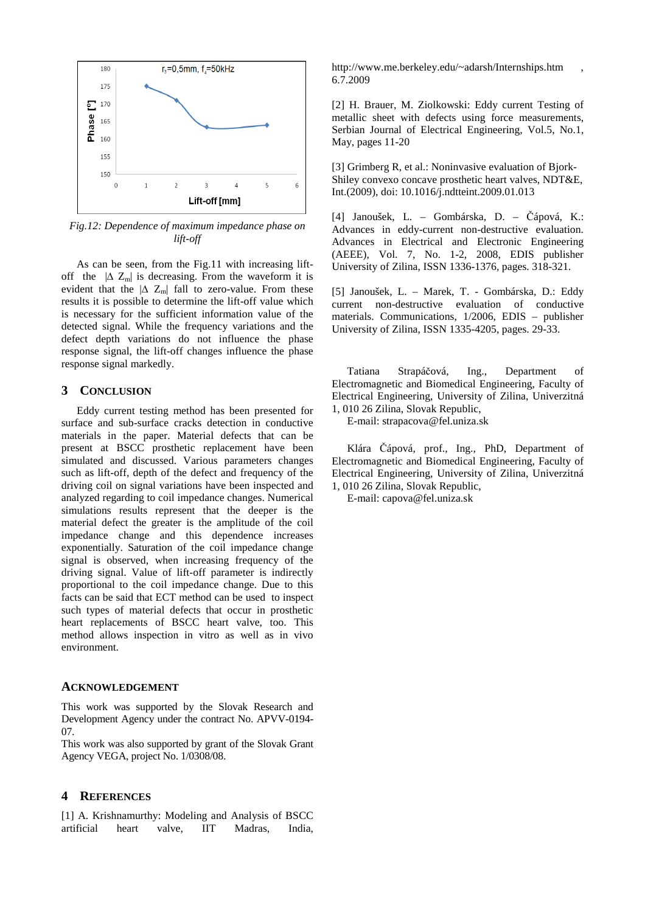$r_3$=0,5mm, $f_4$=50kHz

Phase [°]

180
175
170
165
160
155
150

0 1 2 3 4 5 6

Lift-off [mm]

*Fig.12: Dependence of maximum impedance phase on lift-off*

As can be seen, from the Fig.11 with increasing lift-off the $|\Delta Z_m|$ is decreasing. From the waveform it is evident that the $|\Delta Z_m|$ fall to zero-value. From these results it is possible to determine the lift-off value which is necessary for the sufficient information value of the detected signal. While the frequency variations and the defect depth variations do not influence the phase response signal, the lift-off changes influence the phase response signal markedly.

## 3 Conclusion

Eddy current testing method has been presented for surface and sub-surface cracks detection in conductive materials in the paper. Material defects that can be present at BSCC prosthetic replacement have been simulated and discussed. Various parameters changes such as lift-off, depth of the defect and frequency of the driving coil on signal variations have been inspected and analyzed regarding to coil impedance changes. Numerical simulations results represent that the deeper is the material defect the greater is the amplitude of the coil impedance change and this dependence increases exponentially. Saturation of the coil impedance change signal is observed, when increasing frequency of the driving signal. Value of lift-off parameter is indirectly proportional to the coil impedance change. Due to this facts can be said that ECT method can be used to inspect such types of material defects that occur in prosthetic heart replacements of BSCC heart valve, too. This method allows inspection in vitro as well as in vivo environment.

## Acknowledgement

This work was supported by the Slovak Research and Development Agency under the contract No. APVV-0194-07.
This work was also supported by grant of the Slovak Grant Agency VEGA, project No. 1/0308/08.

## 4 References

[1] A. Krishnamurthy: Modeling and Analysis of BSCC artificial heart valve, IIT Madras, India, http://www.me.berkeley.edu/~adarsh/Internships.htm , 6.7.2009

[2] H. Brauer, M. Ziolkowski: Eddy current Testing of metallic sheet with defects using force measurements, Serbian Journal of Electrical Engineering, Vol.5, No.1, May, pages 11-20

[3] Grimberg R, et al.: Noninvasive evaluation of Bjork-Shiley convexo concave prosthetic heart valves, NDT&E, Int.(2009), doi: 10.1016/j.ndtteint.2009.01.013

[4] Janoušek, L. – Gombárska, D. – Čápová, K.: Advances in eddy-current non-destructive evaluation. Advances in Electrical and Electronic Engineering (AEEE), Vol. 7, No. 1-2, 2008, EDIS publisher University of Zilina, ISSN 1336-1376, pages. 318-321.

[5] Janoušek, L. – Marek, T. - Gombárska, D.: Eddy current non-destructive evaluation of conductive materials. Communications, 1/2006, EDIS – publisher University of Zilina, ISSN 1335-4205, pages. 29-33.

Tatiana Strapáčová, Ing., Department of Electromagnetic and Biomedical Engineering, Faculty of Electrical Engineering, University of Zilina, Univerzitná 1, 010 26 Zilina, Slovak Republic,
E-mail: strapacova@fel.uniza.sk

Klára Čápová, prof., Ing., PhD, Department of Electromagnetic and Biomedical Engineering, Faculty of Electrical Engineering, University of Zilina, Univerzitná 1, 010 26 Zilina, Slovak Republic,
E-mail: capova@fel.uniza.sk